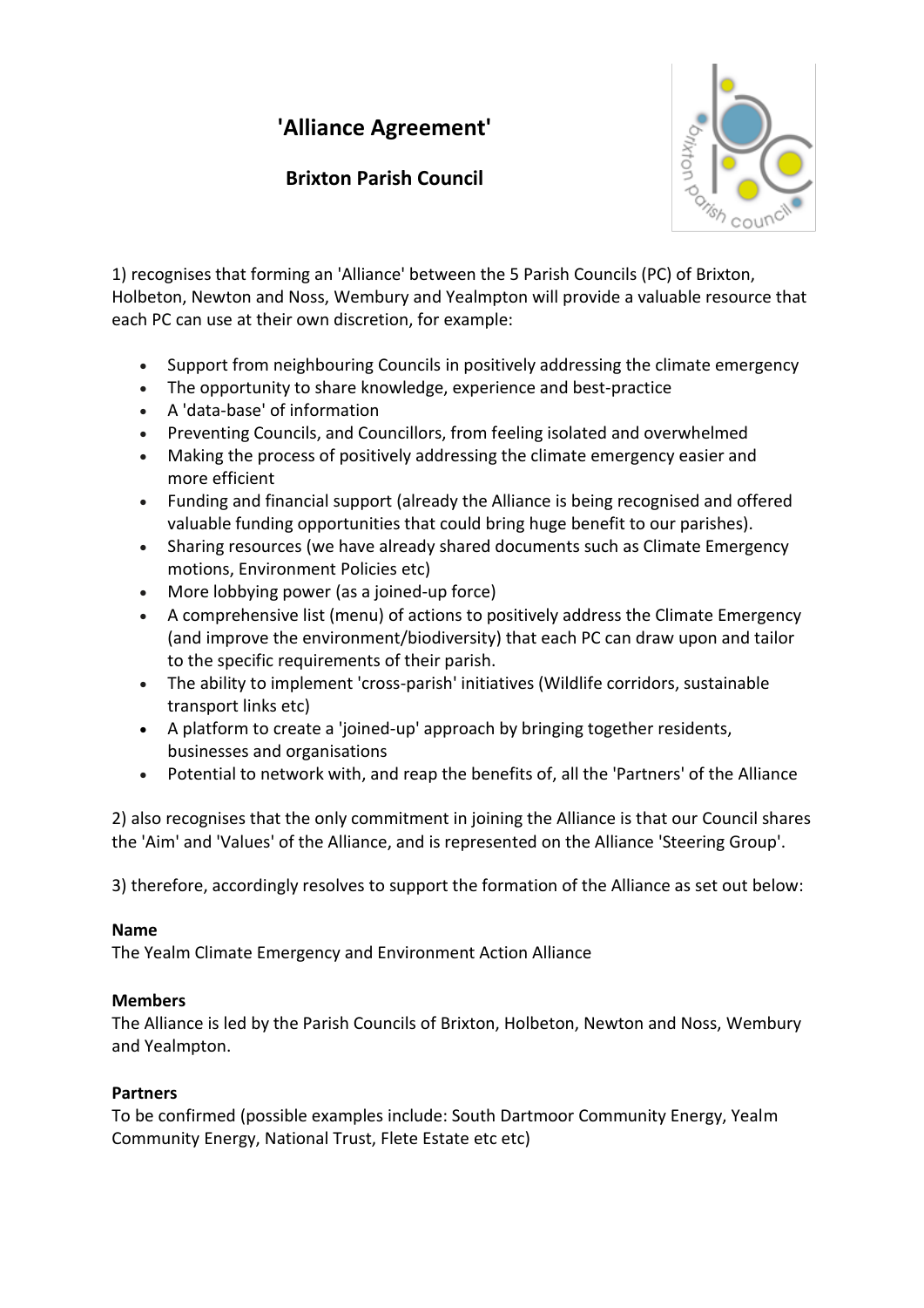# 'Alliance Agreement'

## Brixton Parish Council

1) recognises that forming an 'Alliance' between the 5 Parish Councils (PC) of Brixton, Holbeton, Newton and Noss, Wembury and Yealmpton will provide a valuable resource that each PC can use at their own discretion, for example:

- Support from neighbouring Councils in positively addressing the climate emergency
- The opportunity to share knowledge, experience and best-practice
- A 'data-base' of information
- Preventing Councils, and Councillors, from feeling isolated and overwhelmed
- Making the process of positively addressing the climate emergency easier and more efficient
- Funding and financial support (already the Alliance is being recognised and offered valuable funding opportunities that could bring huge benefit to our parishes).
- Sharing resources (we have already shared documents such as Climate Emergency motions, Environment Policies etc)
- More lobbying power (as a joined-up force)
- A comprehensive list (menu) of actions to positively address the Climate Emergency (and improve the environment/biodiversity) that each PC can draw upon and tailor to the specific requirements of their parish.
- The ability to implement 'cross-parish' initiatives (Wildlife corridors, sustainable transport links etc)
- A platform to create a 'joined-up' approach by bringing together residents, businesses and organisations
- Potential to network with, and reap the benefits of, all the 'Partners' of the Alliance

2) also recognises that the only commitment in joining the Alliance is that our Council shares the 'Aim' and 'Values' of the Alliance, and is represented on the Alliance 'Steering Group'.

3) therefore, accordingly resolves to support the formation of the Alliance as set out below:

**Name**
The Yealm Climate Emergency and Environment Action Alliance

**Members**
The Alliance is led by the Parish Councils of Brixton, Holbeton, Newton and Noss, Wembury and Yealmpton.

**Partners**
To be confirmed (possible examples include: South Dartmoor Community Energy, Yealm Community Energy, National Trust, Flete Estate etc etc)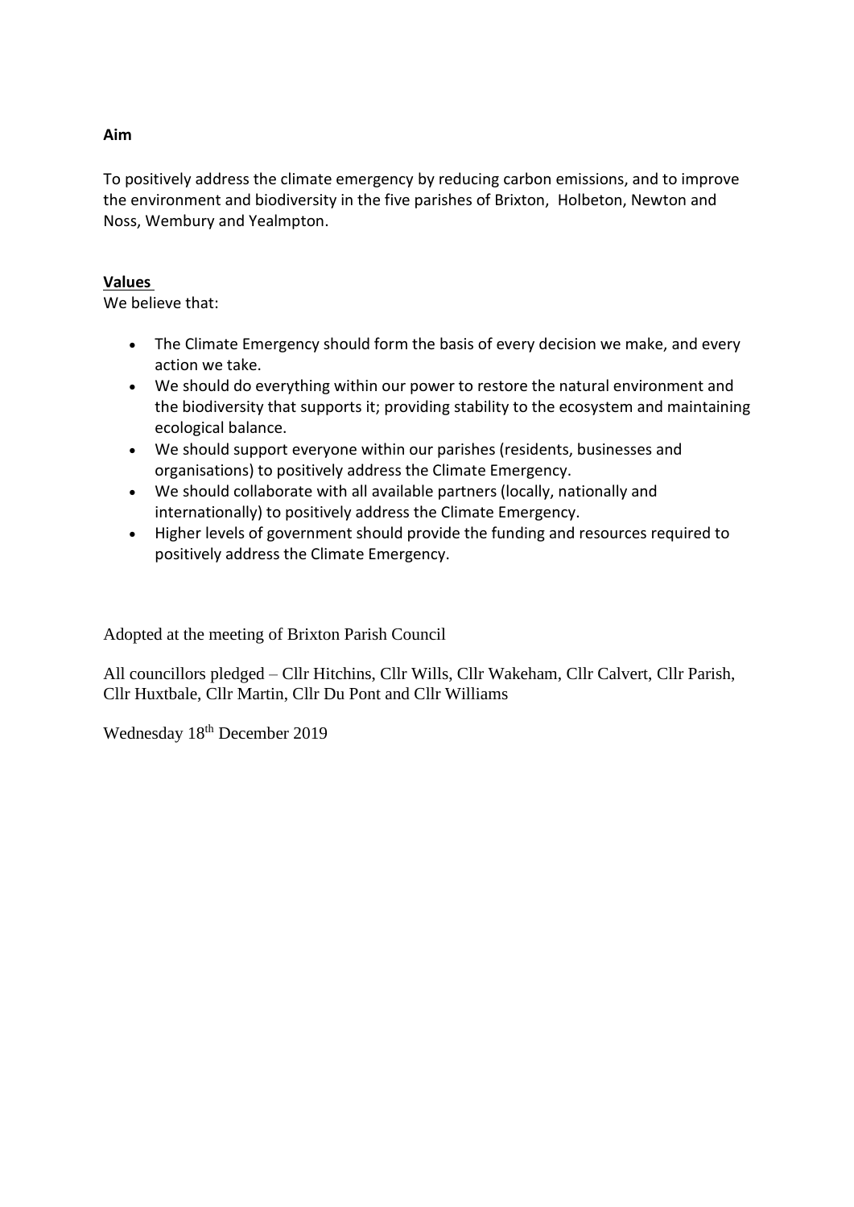**Aim**

To positively address the climate emergency by reducing carbon emissions, and to improve the environment and biodiversity in the five parishes of Brixton, Holbeton, Newton and Noss, Wembury and Yealmpton.

**Values**

We believe that:

- The Climate Emergency should form the basis of every decision we make, and every action we take.
- We should do everything within our power to restore the natural environment and the biodiversity that supports it; providing stability to the ecosystem and maintaining ecological balance.
- We should support everyone within our parishes (residents, businesses and organisations) to positively address the Climate Emergency.
- We should collaborate with all available partners (locally, nationally and internationally) to positively address the Climate Emergency.
- Higher levels of government should provide the funding and resources required to positively address the Climate Emergency.

Adopted at the meeting of Brixton Parish Council

All councillors pledged – Cllr Hitchins, Cllr Wills, Cllr Wakeham, Cllr Calvert, Cllr Parish, Cllr Huxtbale, Cllr Martin, Cllr Du Pont and Cllr Williams

Wednesday 18th December 2019